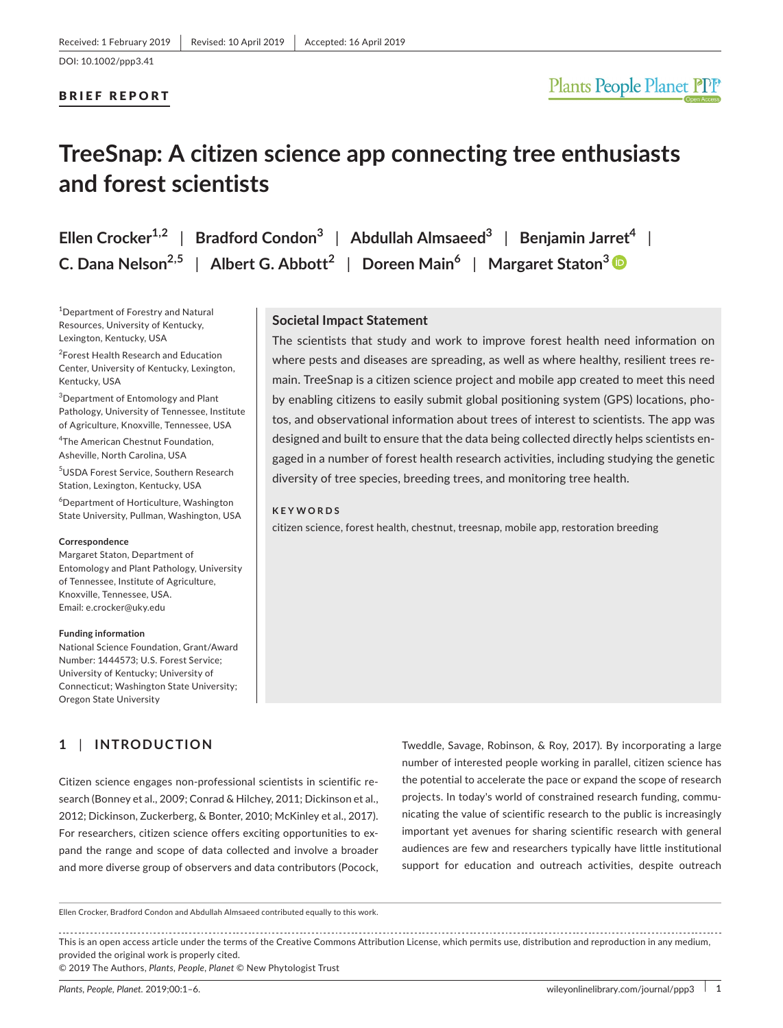Received: 1 February 2019 | Revised: 10 April 2019 | Accepted: 16 April 2019

DOI: 10.1002/ppp3.41

BRIEF REPORT

# TreeSnap: A citizen science app connecting tree enthusiasts and forest scientists

Ellen Crocker[1,2] | Bradford Condon[3] | Abdullah Almsaeed[3] | Benjamin Jarret[4] | C. Dana Nelson[2,5] | Albert G. Abbott[2] | Doreen Main[6] | Margaret Staton[3]

[1]Department of Forestry and Natural Resources, University of Kentucky, Lexington, Kentucky, USA

[2]Forest Health Research and Education Center, University of Kentucky, Lexington, Kentucky, USA

[3]Department of Entomology and Plant Pathology, University of Tennessee, Institute of Agriculture, Knoxville, Tennessee, USA

[4]The American Chestnut Foundation, Asheville, North Carolina, USA

[5]USDA Forest Service, Southern Research Station, Lexington, Kentucky, USA

[6]Department of Horticulture, Washington State University, Pullman, Washington, USA

**Correspondence**
Margaret Staton, Department of Entomology and Plant Pathology, University of Tennessee, Institute of Agriculture, Knoxville, Tennessee, USA.
Email: e.crocker@uky.edu

**Funding information**
National Science Foundation, Grant/Award Number: 1444573; U.S. Forest Service; University of Kentucky; University of Connecticut; Washington State University; Oregon State University

## Societal Impact Statement

The scientists that study and work to improve forest health need information on where pests and diseases are spreading, as well as where healthy, resilient trees remain. TreeSnap is a citizen science project and mobile app created to meet this need by enabling citizens to easily submit global positioning system (GPS) locations, photos, and observational information about trees of interest to scientists. The app was designed and built to ensure that the data being collected directly helps scientists engaged in a number of forest health research activities, including studying the genetic diversity of tree species, breeding trees, and monitoring tree health.

**KEYWORDS**

citizen science, forest health, chestnut, treesnap, mobile app, restoration breeding

## 1 | INTRODUCTION

Citizen science engages non-professional scientists in scientific research (Bonney et al., 2009; Conrad & Hilchey, 2011; Dickinson et al., 2012; Dickinson, Zuckerberg, & Bonter, 2010; McKinley et al., 2017). For researchers, citizen science offers exciting opportunities to expand the range and scope of data collected and involve a broader and more diverse group of observers and data contributors (Pocock, Tweddle, Savage, Robinson, & Roy, 2017). By incorporating a large number of interested people working in parallel, citizen science has the potential to accelerate the pace or expand the scope of research projects. In today's world of constrained research funding, communicating the value of scientific research to the public is increasingly important yet avenues for sharing scientific research with general audiences are few and researchers typically have little institutional support for education and outreach activities, despite outreach

Ellen Crocker, Bradford Condon and Abdullah Almsaeed contributed equally to this work.

This is an open access article under the terms of the Creative Commons Attribution License, which permits use, distribution and reproduction in any medium, provided the original work is properly cited.
© 2019 The Authors, *Plants, People, Planet* © New Phytologist Trust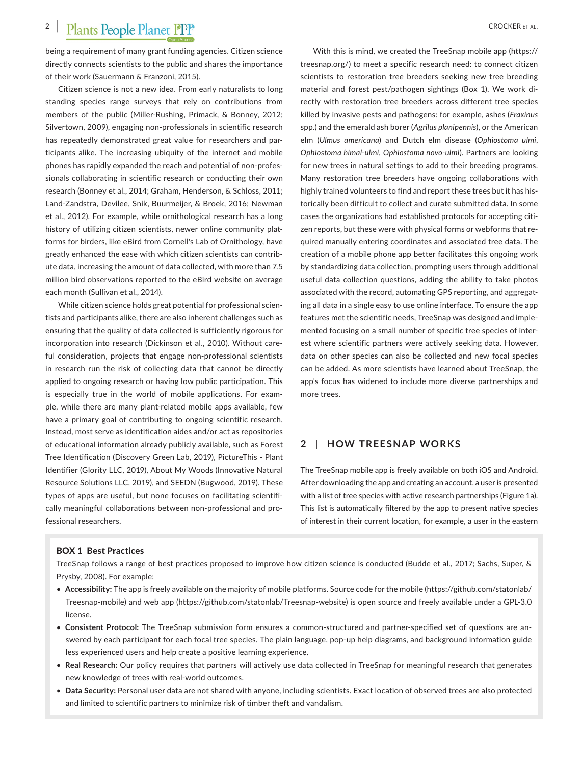being a requirement of many grant funding agencies. Citizen science directly connects scientists to the public and shares the importance of their work (Sauermann & Franzoni, 2015).

Citizen science is not a new idea. From early naturalists to long standing species range surveys that rely on contributions from members of the public (Miller-Rushing, Primack, & Bonney, 2012; Silvertown, 2009), engaging non-professionals in scientific research has repeatedly demonstrated great value for researchers and participants alike. The increasing ubiquity of the internet and mobile phones has rapidly expanded the reach and potential of non-professionals collaborating in scientific research or conducting their own research (Bonney et al., 2014; Graham, Henderson, & Schloss, 2011; Land-Zandstra, Devilee, Snik, Buurmeijer, & Broek, 2016; Newman et al., 2012). For example, while ornithological research has a long history of utilizing citizen scientists, newer online community platforms for birders, like eBird from Cornell's Lab of Ornithology, have greatly enhanced the ease with which citizen scientists can contribute data, increasing the amount of data collected, with more than 7.5 million bird observations reported to the eBird website on average each month (Sullivan et al., 2014).

While citizen science holds great potential for professional scientists and participants alike, there are also inherent challenges such as ensuring that the quality of data collected is sufficiently rigorous for incorporation into research (Dickinson et al., 2010). Without careful consideration, projects that engage non-professional scientists in research run the risk of collecting data that cannot be directly applied to ongoing research or having low public participation. This is especially true in the world of mobile applications. For example, while there are many plant-related mobile apps available, few have a primary goal of contributing to ongoing scientific research. Instead, most serve as identification aides and/or act as repositories of educational information already publicly available, such as Forest Tree Identification (Discovery Green Lab, 2019), PictureThis - Plant Identifier (Glority LLC, 2019), About My Woods (Innovative Natural Resource Solutions LLC, 2019), and SEEDN (Bugwood, 2019). These types of apps are useful, but none focuses on facilitating scientifically meaningful collaborations between non-professional and professional researchers.

With this is mind, we created the TreeSnap mobile app (https://treesnap.org/) to meet a specific research need: to connect citizen scientists to restoration tree breeders seeking new tree breeding material and forest pest/pathogen sightings (Box 1). We work directly with restoration tree breeders across different tree species killed by invasive pests and pathogens: for example, ashes (*Fraxinus* spp.) and the emerald ash borer (*Agrilus planipennis*), or the American elm (*Ulmus americana*) and Dutch elm disease (*Ophiostoma ulmi*, *Ophiostoma himal-ulmi*, *Ophiostoma novo-ulmi*). Partners are looking for new trees in natural settings to add to their breeding programs. Many restoration tree breeders have ongoing collaborations with highly trained volunteers to find and report these trees but it has historically been difficult to collect and curate submitted data. In some cases the organizations had established protocols for accepting citizen reports, but these were with physical forms or webforms that required manually entering coordinates and associated tree data. The creation of a mobile phone app better facilitates this ongoing work by standardizing data collection, prompting users through additional useful data collection questions, adding the ability to take photos associated with the record, automating GPS reporting, and aggregating all data in a single easy to use online interface. To ensure the app features met the scientific needs, TreeSnap was designed and implemented focusing on a small number of specific tree species of interest where scientific partners were actively seeking data. However, data on other species can also be collected and new focal species can be added. As more scientists have learned about TreeSnap, the app's focus has widened to include more diverse partnerships and more trees.

## 2 | HOW TREESNAP WORKS

The TreeSnap mobile app is freely available on both iOS and Android. After downloading the app and creating an account, a user is presented with a list of tree species with active research partnerships (Figure 1a). This list is automatically filtered by the app to present native species of interest in their current location, for example, a user in the eastern

**BOX 1 Best Practices**

TreeSnap follows a range of best practices proposed to improve how citizen science is conducted (Budde et al., 2017; Sachs, Super, & Prysby, 2008). For example:

- **Accessibility:** The app is freely available on the majority of mobile platforms. Source code for the mobile (https://github.com/statonlab/Treesnap-mobile) and web app (https://github.com/statonlab/Treesnap-website) is open source and freely available under a GPL-3.0 license.
- **Consistent Protocol:** The TreeSnap submission form ensures a common-structured and partner-specified set of questions are answered by each participant for each focal tree species. The plain language, pop-up help diagrams, and background information guide less experienced users and help create a positive learning experience.
- **Real Research:** Our policy requires that partners will actively use data collected in TreeSnap for meaningful research that generates new knowledge of trees with real-world outcomes.
- **Data Security:** Personal user data are not shared with anyone, including scientists. Exact location of observed trees are also protected and limited to scientific partners to minimize risk of timber theft and vandalism.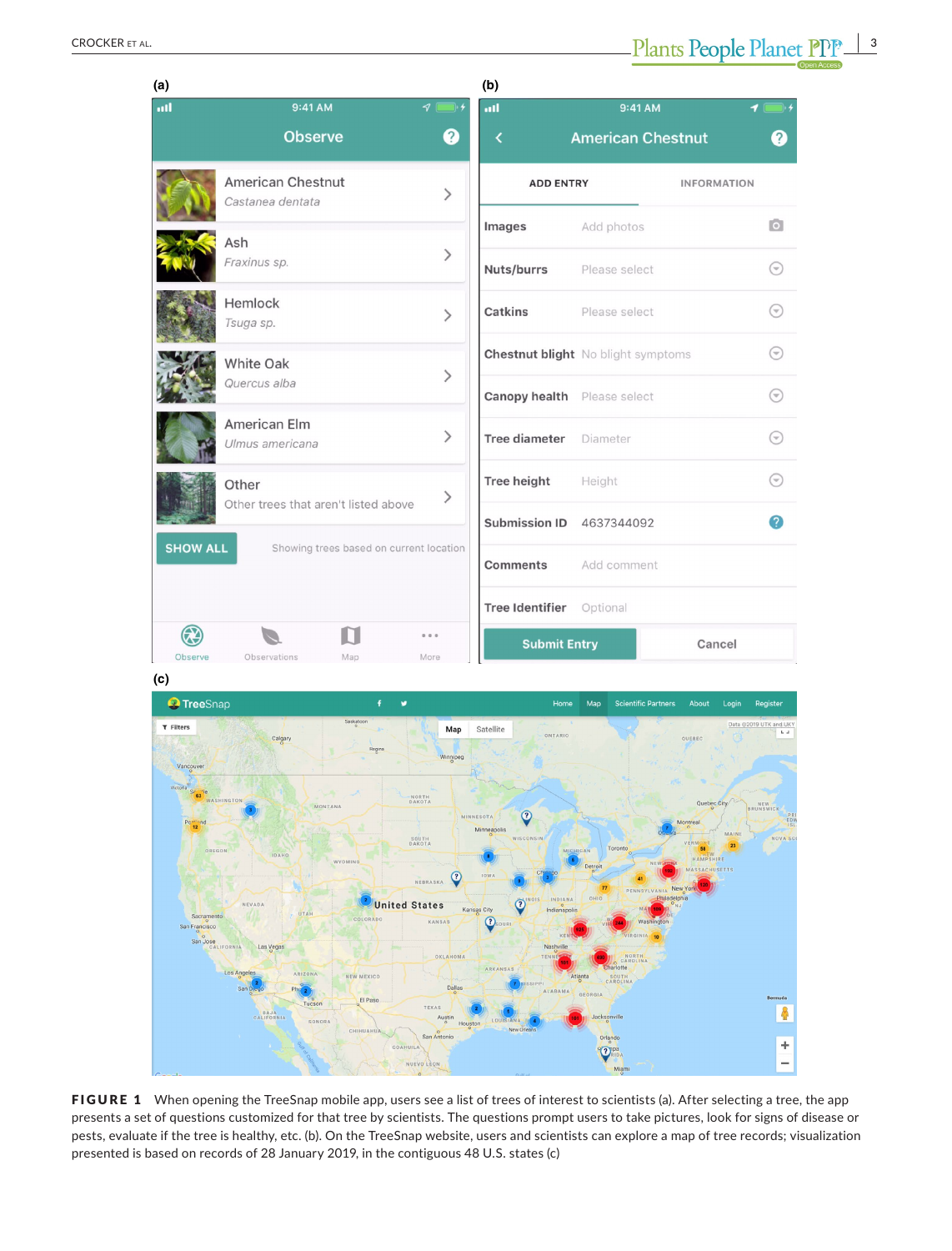FIGURE 1 When opening the TreeSnap mobile app, users see a list of trees of interest to scientists (a). After selecting a tree, the app presents a set of questions customized for that tree by scientists. The questions prompt users to take pictures, look for signs of disease or pests, evaluate if the tree is healthy, etc. (b). On the TreeSnap website, users and scientists can explore a map of tree records; visualization presented is based on records of 28 January 2019, in the contiguous 48 U.S. states (c)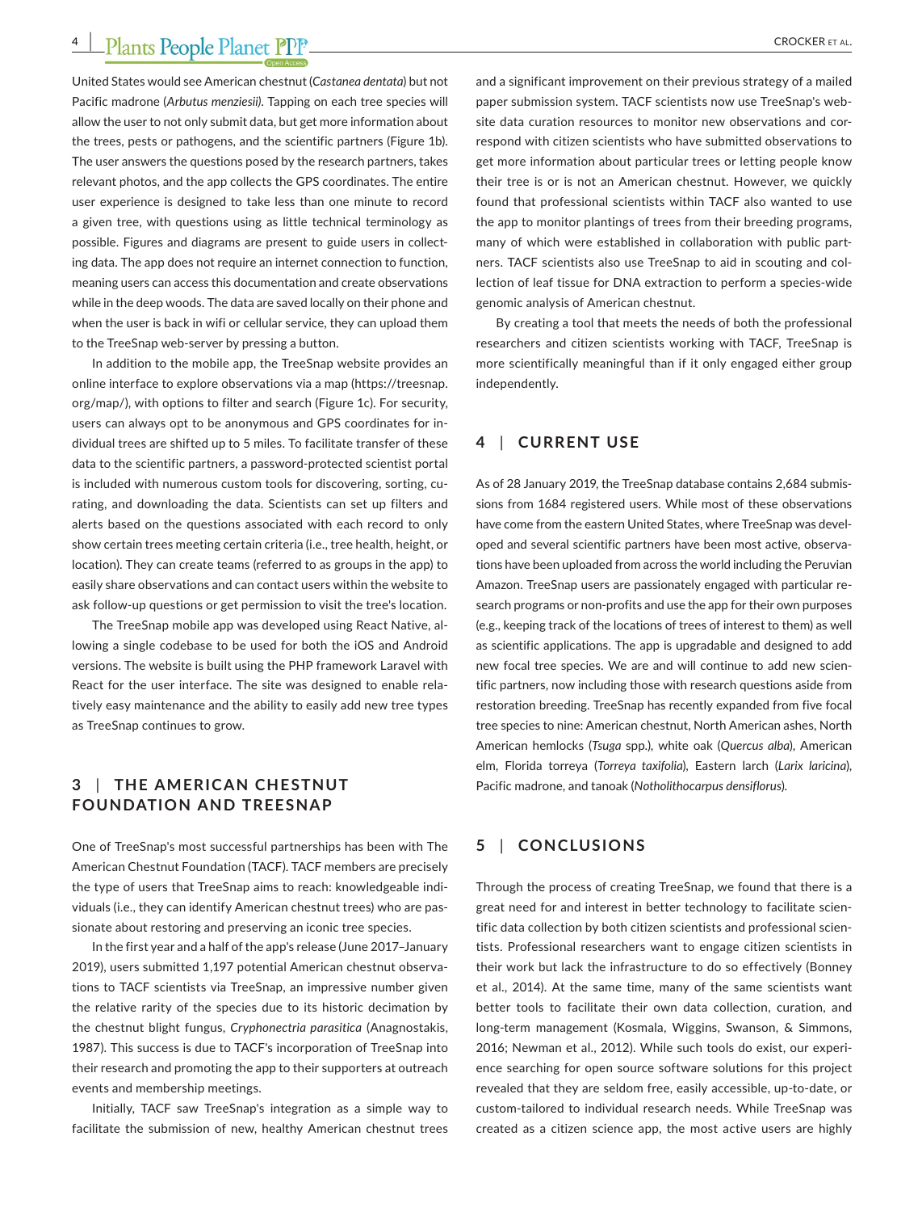United States would see American chestnut (*Castanea dentata*) but not Pacific madrone (*Arbutus menziesii*). Tapping on each tree species will allow the user to not only submit data, but get more information about the trees, pests or pathogens, and the scientific partners (Figure 1b). The user answers the questions posed by the research partners, takes relevant photos, and the app collects the GPS coordinates. The entire user experience is designed to take less than one minute to record a given tree, with questions using as little technical terminology as possible. Figures and diagrams are present to guide users in collecting data. The app does not require an internet connection to function, meaning users can access this documentation and create observations while in the deep woods. The data are saved locally on their phone and when the user is back in wifi or cellular service, they can upload them to the TreeSnap web-server by pressing a button.

In addition to the mobile app, the TreeSnap website provides an online interface to explore observations via a map (https://treesnap.org/map/), with options to filter and search (Figure 1c). For security, users can always opt to be anonymous and GPS coordinates for individual trees are shifted up to 5 miles. To facilitate transfer of these data to the scientific partners, a password-protected scientist portal is included with numerous custom tools for discovering, sorting, curating, and downloading the data. Scientists can set up filters and alerts based on the questions associated with each record to only show certain trees meeting certain criteria (i.e., tree health, height, or location). They can create teams (referred to as groups in the app) to easily share observations and can contact users within the website to ask follow-up questions or get permission to visit the tree's location.

The TreeSnap mobile app was developed using React Native, allowing a single codebase to be used for both the iOS and Android versions. The website is built using the PHP framework Laravel with React for the user interface. The site was designed to enable relatively easy maintenance and the ability to easily add new tree types as TreeSnap continues to grow.

## 3 | THE AMERICAN CHESTNUT FOUNDATION AND TREESNAP

One of TreeSnap's most successful partnerships has been with The American Chestnut Foundation (TACF). TACF members are precisely the type of users that TreeSnap aims to reach: knowledgeable individuals (i.e., they can identify American chestnut trees) who are passionate about restoring and preserving an iconic tree species.

In the first year and a half of the app's release (June 2017–January 2019), users submitted 1,197 potential American chestnut observations to TACF scientists via TreeSnap, an impressive number given the relative rarity of the species due to its historic decimation by the chestnut blight fungus, *Cryphonectria parasitica* (Anagnostakis, 1987). This success is due to TACF's incorporation of TreeSnap into their research and promoting the app to their supporters at outreach events and membership meetings.

Initially, TACF saw TreeSnap's integration as a simple way to facilitate the submission of new, healthy American chestnut trees and a significant improvement on their previous strategy of a mailed paper submission system. TACF scientists now use TreeSnap's website data curation resources to monitor new observations and correspond with citizen scientists who have submitted observations to get more information about particular trees or letting people know their tree is or is not an American chestnut. However, we quickly found that professional scientists within TACF also wanted to use the app to monitor plantings of trees from their breeding programs, many of which were established in collaboration with public partners. TACF scientists also use TreeSnap to aid in scouting and collection of leaf tissue for DNA extraction to perform a species-wide genomic analysis of American chestnut.

By creating a tool that meets the needs of both the professional researchers and citizen scientists working with TACF, TreeSnap is more scientifically meaningful than if it only engaged either group independently.

## 4 | CURRENT USE

As of 28 January 2019, the TreeSnap database contains 2,684 submissions from 1684 registered users. While most of these observations have come from the eastern United States, where TreeSnap was developed and several scientific partners have been most active, observations have been uploaded from across the world including the Peruvian Amazon. TreeSnap users are passionately engaged with particular research programs or non-profits and use the app for their own purposes (e.g., keeping track of the locations of trees of interest to them) as well as scientific applications. The app is upgradable and designed to add new focal tree species. We are and will continue to add new scientific partners, now including those with research questions aside from restoration breeding. TreeSnap has recently expanded from five focal tree species to nine: American chestnut, North American ashes, North American hemlocks (*Tsuga* spp.), white oak (*Quercus alba*), American elm, Florida torreya (*Torreya taxifolia*), Eastern larch (*Larix laricina*), Pacific madrone, and tanoak (*Notholithocarpus densiflorus*).

## 5 | CONCLUSIONS

Through the process of creating TreeSnap, we found that there is a great need for and interest in better technology to facilitate scientific data collection by both citizen scientists and professional scientists. Professional researchers want to engage citizen scientists in their work but lack the infrastructure to do so effectively (Bonney et al., 2014). At the same time, many of the same scientists want better tools to facilitate their own data collection, curation, and long-term management (Kosmala, Wiggins, Swanson, & Simmons, 2016; Newman et al., 2012). While such tools do exist, our experience searching for open source software solutions for this project revealed that they are seldom free, easily accessible, up-to-date, or custom-tailored to individual research needs. While TreeSnap was created as a citizen science app, the most active users are highly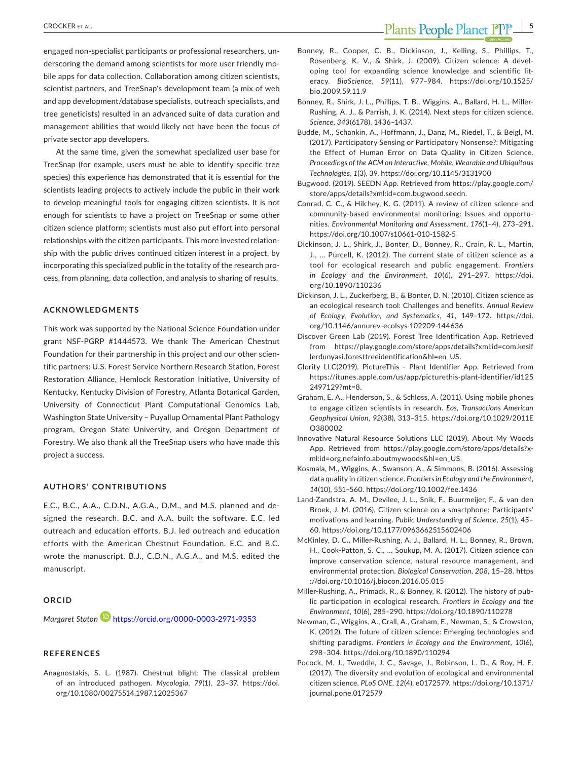engaged non-specialist participants or professional researchers, underscoring the demand among scientists for more user friendly mobile apps for data collection. Collaboration among citizen scientists, scientist partners, and TreeSnap's development team (a mix of web and app development/database specialists, outreach specialists, and tree geneticists) resulted in an advanced suite of data curation and management abilities that would likely not have been the focus of private sector app developers.

At the same time, given the somewhat specialized user base for TreeSnap (for example, users must be able to identify specific tree species) this experience has demonstrated that it is essential for the scientists leading projects to actively include the public in their work to develop meaningful tools for engaging citizen scientists. It is not enough for scientists to have a project on TreeSnap or some other citizen science platform; scientists must also put effort into personal relationships with the citizen participants. This more invested relationship with the public drives continued citizen interest in a project, by incorporating this specialized public in the totality of the research process, from planning, data collection, and analysis to sharing of results.

## ACKNOWLEDGMENTS

This work was supported by the National Science Foundation under grant NSF-PGRP #1444573. We thank The American Chestnut Foundation for their partnership in this project and our other scientific partners: U.S. Forest Service Northern Research Station, Forest Restoration Alliance, Hemlock Restoration Initiative, University of Kentucky, Kentucky Division of Forestry, Atlanta Botanical Garden, University of Connecticut Plant Computational Genomics Lab, Washington State University – Puyallup Ornamental Plant Pathology program, Oregon State University, and Oregon Department of Forestry. We also thank all the TreeSnap users who have made this project a success.

## AUTHORS' CONTRIBUTIONS

E.C., B.C., A.A., C.D.N., A.G.A., D.M., and M.S. planned and designed the research. B.C. and A.A. built the software. E.C. led outreach and education efforts. B.J. led outreach and education efforts with the American Chestnut Foundation. E.C. and B.C. wrote the manuscript. B.J., C.D.N., A.G.A., and M.S. edited the manuscript.

## ORCID

*Margaret Staton* https://orcid.org/0000-0003-2971-9353

## REFERENCES

Anagnostakis, S. L. (1987). Chestnut blight: The classical problem of an introduced pathogen. *Mycologia*, *79*(1), 23–37. https://doi.org/10.1080/00275514.1987.12025367

Bonney, R., Cooper, C. B., Dickinson, J., Kelling, S., Phillips, T., Rosenberg, K. V., & Shirk, J. (2009). Citizen science: A developing tool for expanding science knowledge and scientific literacy. *BioScience*, *59*(11), 977–984. https://doi.org/10.1525/bio.2009.59.11.9

Bonney, R., Shirk, J. L., Phillips, T. B., Wiggins, A., Ballard, H. L., Miller-Rushing, A. J., & Parrish, J. K. (2014). Next steps for citizen science. *Science*, *343*(6178), 1436–1437.

Budde, M., Schankin, A., Hoffmann, J., Danz, M., Riedel, T., & Beigl, M. (2017). Participatory Sensing or Participatory Nonsense?: Mitigating the Effect of Human Error on Data Quality in Citizen Science. *Proceedings of the ACM on Interactive, Mobile, Wearable and Ubiquitous Technologies*, *1*(3), 39. https://doi.org/10.1145/3131900

Bugwood. (2019). SEEDN App. Retrieved from https://play.google.com/store/apps/details?xml:id=com.bugwood.seedn.

Conrad, C. C., & Hilchey, K. G. (2011). A review of citizen science and community-based environmental monitoring: Issues and opportunities. *Environmental Monitoring and Assessment*, *176*(1–4), 273–291. https://doi.org/10.1007/s10661-010-1582-5

Dickinson, J. L., Shirk, J., Bonter, D., Bonney, R., Crain, R. L., Martin, J., … Purcell, K. (2012). The current state of citizen science as a tool for ecological research and public engagement. *Frontiers in Ecology and the Environment*, *10*(6), 291–297. https://doi.org/10.1890/110236

Dickinson, J. L., Zuckerberg, B., & Bonter, D. N. (2010). Citizen science as an ecological research tool: Challenges and benefits. *Annual Review of Ecology, Evolution, and Systematics*, *41*, 149–172. https://doi.org/10.1146/annurev-ecolsys-102209-144636

Discover Green Lab (2019). Forest Tree Identification App. Retrieved from https://play.google.com/store/apps/details?xml:id=com.kesiflerdunyasi.foresttreeidentification&hl=en_US.

Glority LLC(2019). PictureThis - Plant Identifier App. Retrieved from https://itunes.apple.com/us/app/picturethis-plant-identifier/id1252497129?mt=8.

Graham, E. A., Henderson, S., & Schloss, A. (2011). Using mobile phones to engage citizen scientists in research. *Eos, Transactions American Geophysical Union*, *92*(38), 313–315. https://doi.org/10.1029/2011EO380002

Innovative Natural Resource Solutions LLC (2019). About My Woods App. Retrieved from https://play.google.com/store/apps/details?xml:id=org.nefainfo.aboutmywoods&hl=en_US.

Kosmala, M., Wiggins, A., Swanson, A., & Simmons, B. (2016). Assessing data quality in citizen science. *Frontiers in Ecology and the Environment*, *14*(10), 551–560. https://doi.org/10.1002/fee.1436

Land-Zandstra, A. M., Devilee, J. L., Snik, F., Buurmeijer, F., & van den Broek, J. M. (2016). Citizen science on a smartphone: Participants' motivations and learning. *Public Understanding of Science*, *25*(1), 45–60. https://doi.org/10.1177/0963662515602406

McKinley, D. C., Miller-Rushing, A. J., Ballard, H. L., Bonney, R., Brown, H., Cook-Patton, S. C., … Soukup, M. A. (2017). Citizen science can improve conservation science, natural resource management, and environmental protection. *Biological Conservation*, *208*, 15–28. https://doi.org/10.1016/j.biocon.2016.05.015

Miller-Rushing, A., Primack, R., & Bonney, R. (2012). The history of public participation in ecological research. *Frontiers in Ecology and the Environment*, *10*(6), 285–290. https://doi.org/10.1890/110278

Newman, G., Wiggins, A., Crall, A., Graham, E., Newman, S., & Crowston, K. (2012). The future of citizen science: Emerging technologies and shifting paradigms. *Frontiers in Ecology and the Environment*, *10*(6), 298–304. https://doi.org/10.1890/110294

Pocock, M. J., Tweddle, J. C., Savage, J., Robinson, L. D., & Roy, H. E. (2017). The diversity and evolution of ecological and environmental citizen science. *PLoS ONE*, *12*(4), e0172579. https://doi.org/10.1371/journal.pone.0172579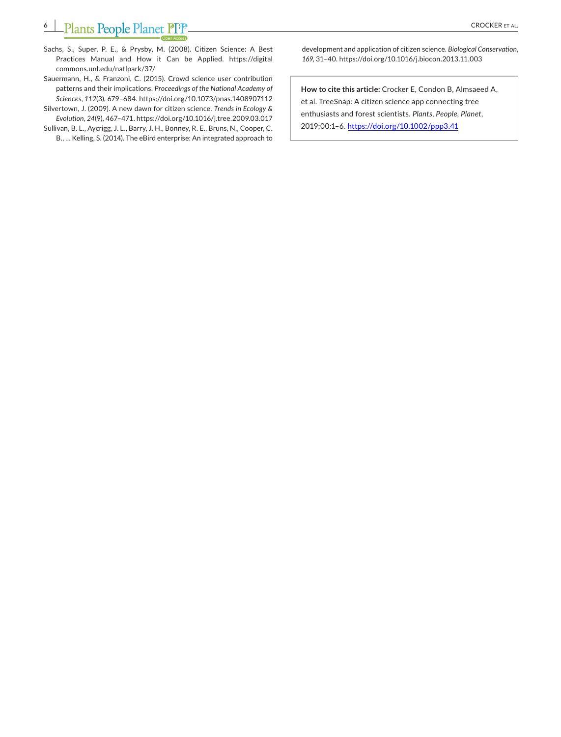Sachs, S., Super, P. E., & Prysby, M. (2008). Citizen Science: A Best Practices Manual and How it Can be Applied. https://digitalcommons.unl.edu/natlpark/37/

Sauermann, H., & Franzoni, C. (2015). Crowd science user contribution patterns and their implications. *Proceedings of the National Academy of Sciences*, *112*(3), 679–684. https://doi.org/10.1073/pnas.1408907112

Silvertown, J. (2009). A new dawn for citizen science. *Trends in Ecology & Evolution*, *24*(9), 467–471. https://doi.org/10.1016/j.tree.2009.03.017

Sullivan, B. L., Aycrigg, J. L., Barry, J. H., Bonney, R. E., Bruns, N., Cooper, C. B., … Kelling, S. (2014). The eBird enterprise: An integrated approach to development and application of citizen science. *Biological Conservation*, *169*, 31–40. https://doi.org/10.1016/j.biocon.2013.11.003

**How to cite this article:** Crocker E, Condon B, Almsaeed A, et al. TreeSnap: A citizen science app connecting tree enthusiasts and forest scientists. *Plants, People, Planet*, 2019;00:1–6. https://doi.org/10.1002/ppp3.41